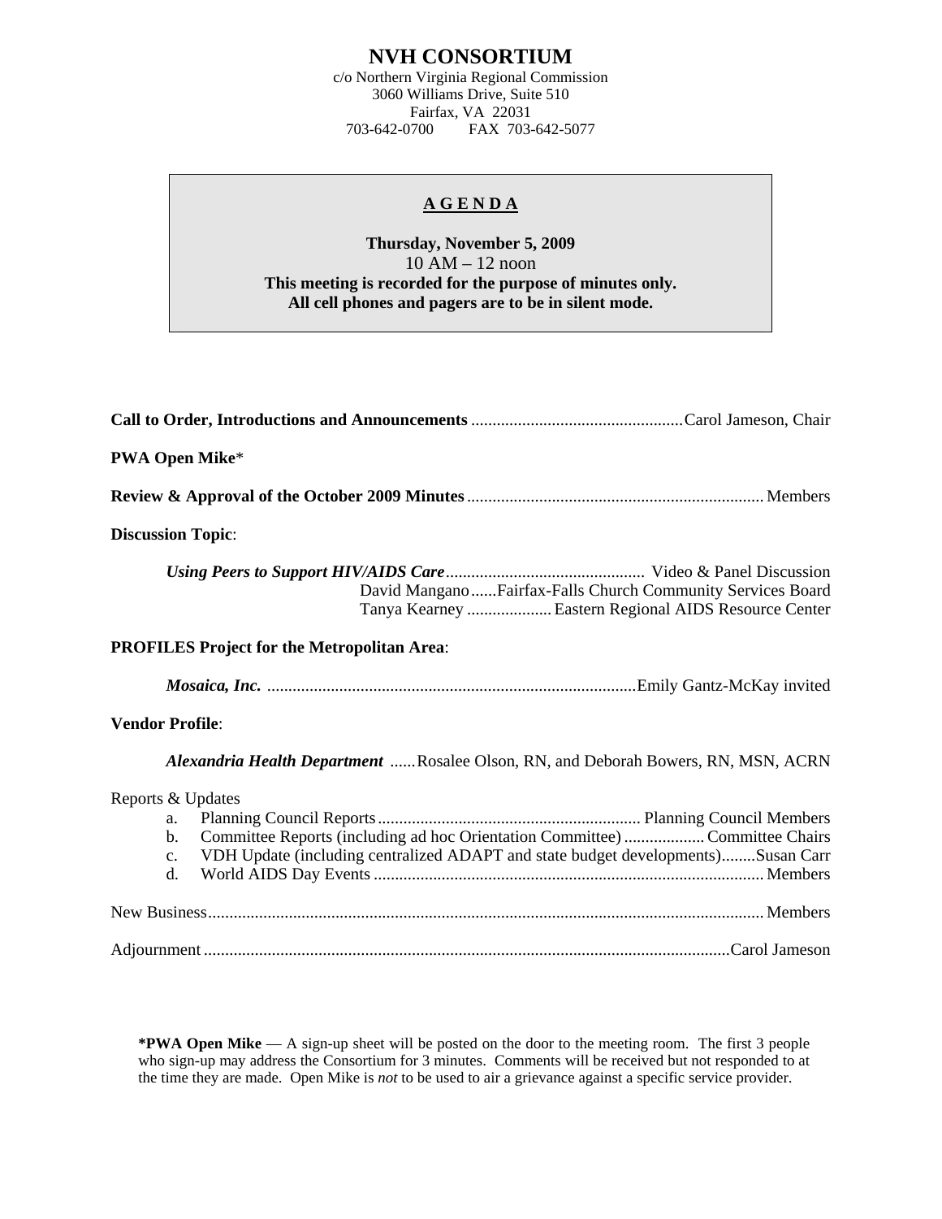# NVH CONSORTIUM

c/o Northern Virginia Regional Commission
3060 Williams Drive, Suite 510
Fairfax, VA 22031
703-642-0700 FAX 703-642-5077

## A G E N D A

**Thursday, November 5, 2009**
10 AM – 12 noon
**This meeting is recorded for the purpose of minutes only.**
**All cell phones and pagers are to be in silent mode.**

**Call to Order, Introductions and Announcements** .................................................Carol Jameson, Chair

**PWA Open Mike***

**Review & Approval of the October 2009 Minutes** ..................................................................... Members

**Discussion Topic**:

*Using Peers to Support HIV/AIDS Care*............................................... Video & Panel Discussion
David Mangano......Fairfax-Falls Church Community Services Board
Tanya Kearney .................... Eastern Regional AIDS Resource Center

**PROFILES Project for the Metropolitan Area**:

*Mosaica, Inc.* ......................................................................................Emily Gantz-McKay invited

**Vendor Profile**:

*Alexandria Health Department* ......Rosalee Olson, RN, and Deborah Bowers, RN, MSN, ACRN

Reports & Updates

a. Planning Council Reports............................................................. Planning Council Members
b. Committee Reports (including ad hoc Orientation Committee) ................... Committee Chairs
c. VDH Update (including centralized ADAPT and state budget developments)........Susan Carr
d. World AIDS Day Events .......................................................................................... Members

New Business................................................................................................................................ Members

Adjournment ..........................................................................................................................Carol Jameson

**\*PWA Open Mike** — A sign-up sheet will be posted on the door to the meeting room. The first 3 people who sign-up may address the Consortium for 3 minutes. Comments will be received but not responded to at the time they are made. Open Mike is *not* to be used to air a grievance against a specific service provider.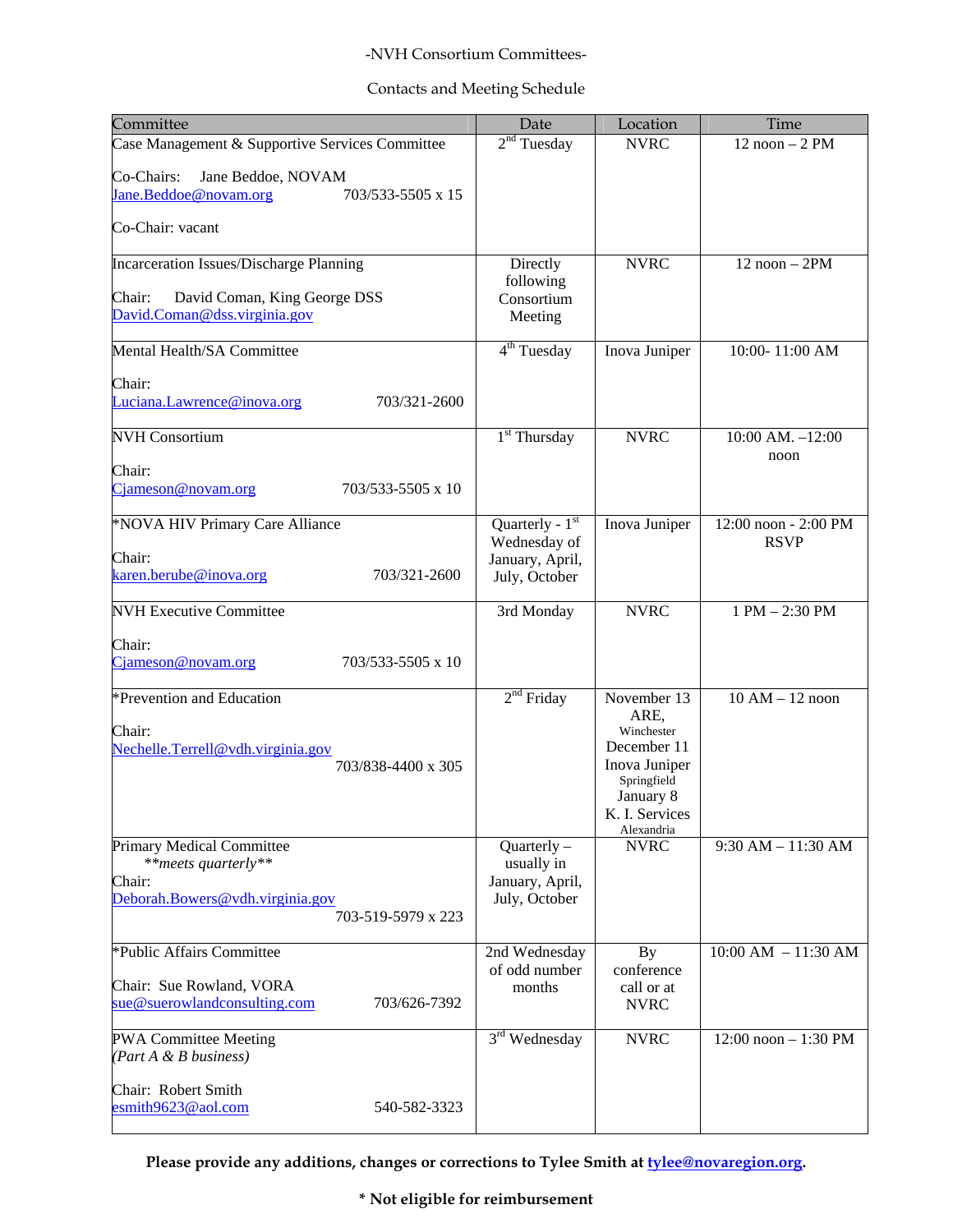-NVH Consortium Committees-

Contacts and Meeting Schedule

| Committee | Date | Location | Time |
|---|---|---|---|
| Case Management & Supportive Services Committee<br><br>Co-Chairs: Jane Beddoe, NOVAM<br>Jane.Beddoe@novam.org 703/533-5505 x 15<br><br>Co-Chair: vacant | 2nd Tuesday | NVRC | 12 noon – 2 PM |
| Incarceration Issues/Discharge Planning<br><br>Chair: David Coman, King George DSS<br>David.Coman@dss.virginia.gov | Directly following Consortium Meeting | NVRC | 12 noon – 2PM |
| Mental Health/SA Committee<br><br>Chair:<br>Luciana.Lawrence@inova.org 703/321-2600 | 4th Tuesday | Inova Juniper | 10:00- 11:00 AM |
| NVH Consortium<br><br>Chair:<br>Cjameson@novam.org 703/533-5505 x 10 | 1st Thursday | NVRC | 10:00 AM. –12:00 noon |
| *NOVA HIV Primary Care Alliance<br><br>Chair:<br>karen.berube@inova.org 703/321-2600 | Quarterly - 1st Wednesday of January, April, July, October | Inova Juniper | 12:00 noon - 2:00 PM RSVP |
| NVH Executive Committee<br><br>Chair:<br>Cjameson@novam.org 703/533-5505 x 10 | 3rd Monday | NVRC | 1 PM – 2:30 PM |
| *Prevention and Education<br><br>Chair:<br>Nechelle.Terrell@vdh.virginia.gov 703/838-4400 x 305 | 2nd Friday | November 13 ARE, Winchester<br>December 11 Inova Juniper Springfield<br>January 8 K. I. Services Alexandria | 10 AM – 12 noon |
| Primary Medical Committee<br>*\*\*meets quarterly\*\**<br>Chair:<br>Deborah.Bowers@vdh.virginia.gov 703-519-5979 x 223 | Quarterly – usually in January, April, July, October | NVRC | 9:30 AM – 11:30 AM |
| *Public Affairs Committee<br><br>Chair: Sue Rowland, VORA<br>sue@suerowlandconsulting.com 703/626-7392 | 2nd Wednesday of odd number months | By conference call or at NVRC | 10:00 AM – 11:30 AM |
| PWA Committee Meeting<br>*(Part A & B business)*<br><br>Chair: Robert Smith<br>esmith9623@aol.com 540-582-3323 | 3rd Wednesday | NVRC | 12:00 noon – 1:30 PM |

**Please provide any additions, changes or corrections to Tylee Smith at tylee@novaregion.org.**

**\* Not eligible for reimbursement**